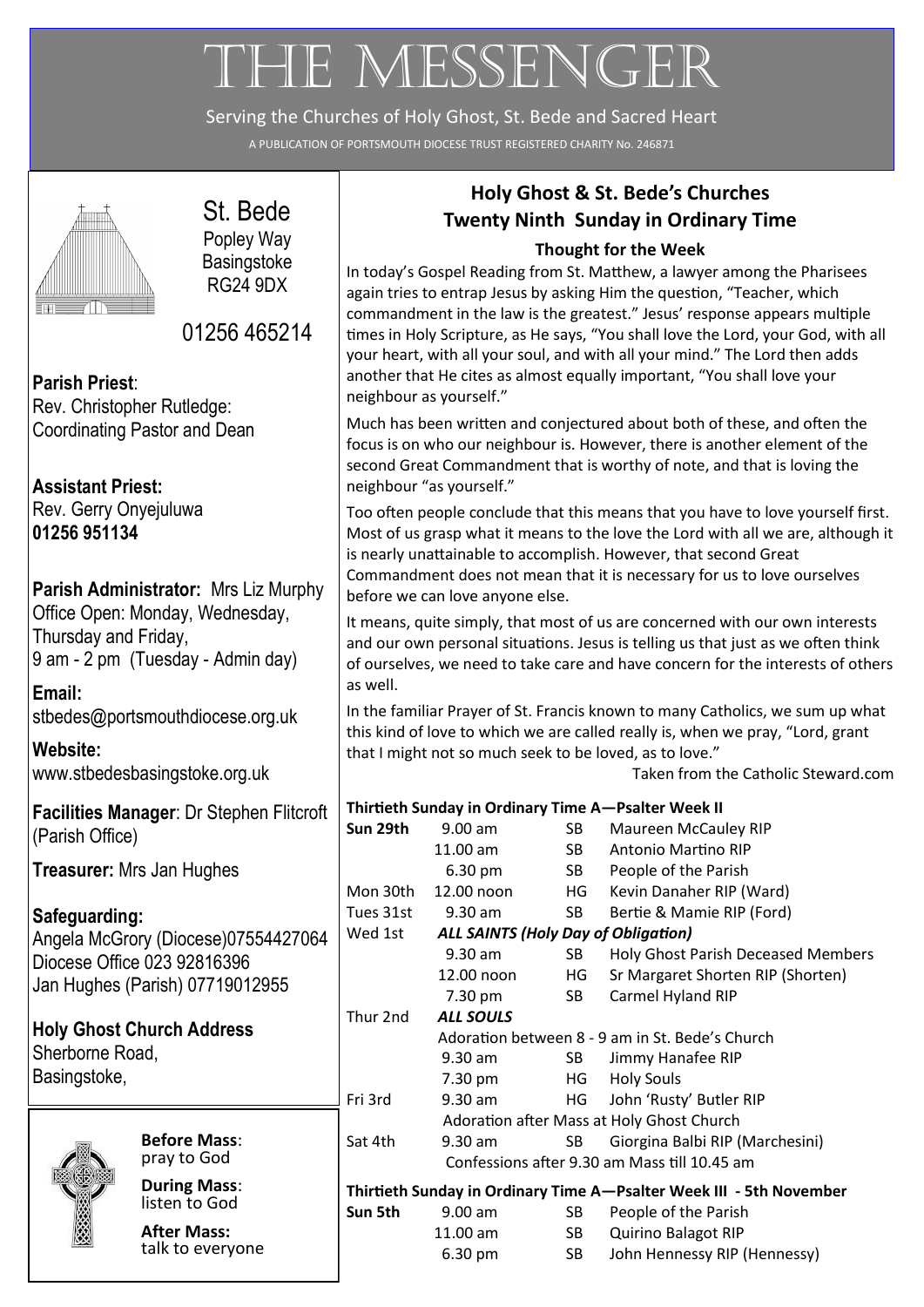# THE MESSENGER

Serving the Churches of Holy Ghost, St. Bede and Sacred Heart

A PUBLICATION OF PORTSMOUTH DIOCESE TRUST REGISTERED CHARITY No. 246871

St. Bede
Popley Way
Basingstoke
RG24 9DX

01256 465214

**Parish Priest**:
Rev. Christopher Rutledge:
Coordinating Pastor and Dean

**Assistant Priest:**
Rev. Gerry Onyejuluwa
**01256 951134**

**Parish Administrator:** Mrs Liz Murphy
Office Open: Monday, Wednesday, Thursday and Friday,
9 am - 2 pm (Tuesday - Admin day)

**Email:**
stbedes@portsmouthdiocese.org.uk

**Website:**
www.stbedesbasingstoke.org.uk

**Facilities Manager**: Dr Stephen Flitcroft (Parish Office)

**Treasurer:** Mrs Jan Hughes

**Safeguarding:**
Angela McGrory (Diocese)07554427064
Diocese Office 023 92816396
Jan Hughes (Parish) 07719012955

**Holy Ghost Church Address**
Sherborne Road,
Basingstoke,

**Before Mass**: pray to God

**During Mass**: listen to God

**After Mass:** talk to everyone

## Holy Ghost & St. Bede's Churches
## Twenty Ninth Sunday in Ordinary Time

### Thought for the Week

In today's Gospel Reading from St. Matthew, a lawyer among the Pharisees again tries to entrap Jesus by asking Him the question, "Teacher, which commandment in the law is the greatest." Jesus' response appears multiple times in Holy Scripture, as He says, "You shall love the Lord, your God, with all your heart, with all your soul, and with all your mind." The Lord then adds another that He cites as almost equally important, "You shall love your neighbour as yourself."

Much has been written and conjectured about both of these, and often the focus is on who our neighbour is. However, there is another element of the second Great Commandment that is worthy of note, and that is loving the neighbour "as yourself."

Too often people conclude that this means that you have to love yourself first. Most of us grasp what it means to the love the Lord with all we are, although it is nearly unattainable to accomplish. However, that second Great Commandment does not mean that it is necessary for us to love ourselves before we can love anyone else.

It means, quite simply, that most of us are concerned with our own interests and our own personal situations. Jesus is telling us that just as we often think of ourselves, we need to take care and have concern for the interests of others as well.

In the familiar Prayer of St. Francis known to many Catholics, we sum up what this kind of love to which we are called really is, when we pray, "Lord, grant that I might not so much seek to be loved, as to love."

Taken from the Catholic Steward.com

**Thirtieth Sunday in Ordinary Time A—Psalter Week II**

| | | | |
|---|---|---|---|
| **Sun 29th** | 9.00 am | SB | Maureen McCauley RIP |
| | 11.00 am | SB | Antonio Martino RIP |
| | 6.30 pm | SB | People of the Parish |
| Mon 30th | 12.00 noon | HG | Kevin Danaher RIP (Ward) |
| Tues 31st | 9.30 am | SB | Bertie & Mamie RIP (Ford) |
| Wed 1st | ***ALL SAINTS (Holy Day of Obligation)*** | | |
| | 9.30 am | SB | Holy Ghost Parish Deceased Members |
| | 12.00 noon | HG | Sr Margaret Shorten RIP (Shorten) |
| | 7.30 pm | SB | Carmel Hyland RIP |
| Thur 2nd | ***ALL SOULS*** | | |
| | Adoration between 8 - 9 am in St. Bede's Church | | |
| | 9.30 am | SB | Jimmy Hanafee RIP |
| | 7.30 pm | HG | Holy Souls |
| Fri 3rd | 9.30 am | HG | John 'Rusty' Butler RIP |
| | Adoration after Mass at Holy Ghost Church | | |
| Sat 4th | 9.30 am | SB | Giorgina Balbi RIP (Marchesini) |
| | Confessions after 9.30 am Mass till 10.45 am | | |

**Thirtieth Sunday in Ordinary Time A—Psalter Week III - 5th November**

| | | | |
|---|---|---|---|
| **Sun 5th** | 9.00 am | SB | People of the Parish |
| | 11.00 am | SB | Quirino Balagot RIP |
| | 6.30 pm | SB | John Hennessy RIP (Hennessy) |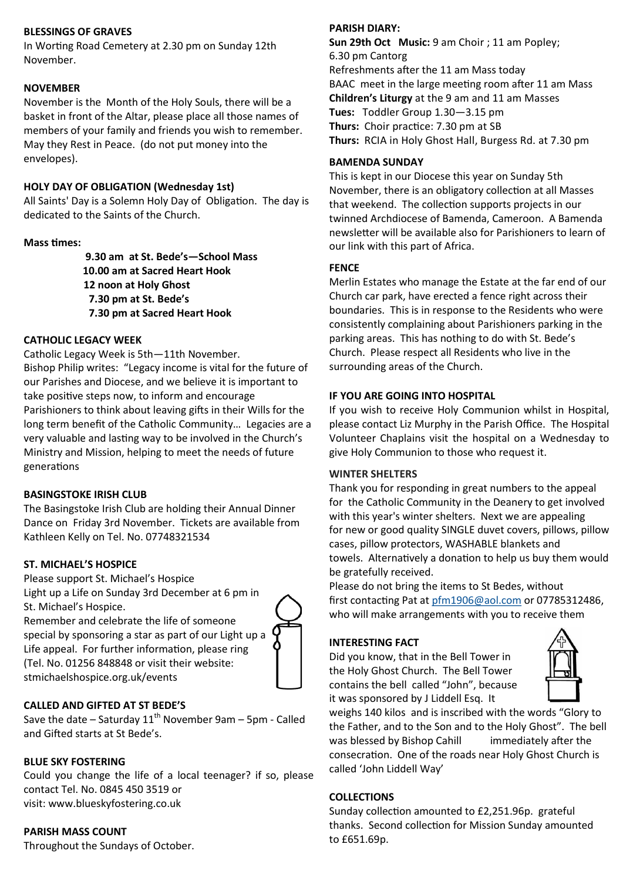**BLESSINGS OF GRAVES**

In Worting Road Cemetery at 2.30 pm on Sunday 12th November.

**NOVEMBER**

November is the Month of the Holy Souls, there will be a basket in front of the Altar, please place all those names of members of your family and friends you wish to remember. May they Rest in Peace. (do not put money into the envelopes).

**HOLY DAY OF OBLIGATION (Wednesday 1st)**

All Saints' Day is a Solemn Holy Day of Obligation. The day is dedicated to the Saints of the Church.

**Mass times:**

**9.30 am at St. Bede's—School Mass**
**10.00 am at Sacred Heart Hook**
**12 noon at Holy Ghost**
**7.30 pm at St. Bede's**
**7.30 pm at Sacred Heart Hook**

**CATHOLIC LEGACY WEEK**

Catholic Legacy Week is 5th—11th November.
Bishop Philip writes: "Legacy income is vital for the future of our Parishes and Diocese, and we believe it is important to take positive steps now, to inform and encourage Parishioners to think about leaving gifts in their Wills for the long term benefit of the Catholic Community… Legacies are a very valuable and lasting way to be involved in the Church's Ministry and Mission, helping to meet the needs of future generations

**BASINGSTOKE IRISH CLUB**

The Basingstoke Irish Club are holding their Annual Dinner Dance on Friday 3rd November. Tickets are available from Kathleen Kelly on Tel. No. 07748321534

**ST. MICHAEL'S HOSPICE**

Please support St. Michael's Hospice
Light up a Life on Sunday 3rd December at 6 pm in St. Michael's Hospice.
Remember and celebrate the life of someone special by sponsoring a star as part of our Light up a Life appeal. For further information, please ring (Tel. No. 01256 848848 or visit their website: stmichaelshospice.org.uk/events

**CALLED AND GIFTED AT ST BEDE'S**

Save the date – Saturday 11th November 9am – 5pm - Called and Gifted starts at St Bede's.

**BLUE SKY FOSTERING**

Could you change the life of a local teenager? if so, please contact Tel. No. 0845 450 3519 or visit: www.blueskyfostering.co.uk

**PARISH MASS COUNT**

Throughout the Sundays of October.

**PARISH DIARY:**

**Sun 29th Oct Music:** 9 am Choir ; 11 am Popley; 6.30 pm Cantorg
Refreshments after the 11 am Mass today
BAAC meet in the large meeting room after 11 am Mass
**Children's Liturgy** at the 9 am and 11 am Masses
**Tues:** Toddler Group 1.30—3.15 pm
**Thurs:** Choir practice: 7.30 pm at SB
**Thurs:** RCIA in Holy Ghost Hall, Burgess Rd. at 7.30 pm

**BAMENDA SUNDAY**

This is kept in our Diocese this year on Sunday 5th November, there is an obligatory collection at all Masses that weekend. The collection supports projects in our twinned Archdiocese of Bamenda, Cameroon. A Bamenda newsletter will be available also for Parishioners to learn of our link with this part of Africa.

**FENCE**

Merlin Estates who manage the Estate at the far end of our Church car park, have erected a fence right across their boundaries. This is in response to the Residents who were consistently complaining about Parishioners parking in the parking areas. This has nothing to do with St. Bede's Church. Please respect all Residents who live in the surrounding areas of the Church.

**IF YOU ARE GOING INTO HOSPITAL**

If you wish to receive Holy Communion whilst in Hospital, please contact Liz Murphy in the Parish Office. The Hospital Volunteer Chaplains visit the hospital on a Wednesday to give Holy Communion to those who request it.

**WINTER SHELTERS**

Thank you for responding in great numbers to the appeal for the Catholic Community in the Deanery to get involved with this year's winter shelters. Next we are appealing for new or good quality SINGLE duvet covers, pillows, pillow cases, pillow protectors, WASHABLE blankets and towels. Alternatively a donation to help us buy them would be gratefully received.
Please do not bring the items to St Bedes, without first contacting Pat at pfm1906@aol.com or 07785312486, who will make arrangements with you to receive them

**INTERESTING FACT**

Did you know, that in the Bell Tower in the Holy Ghost Church. The Bell Tower contains the bell called "John", because it was sponsored by J Liddell Esq. It weighs 140 kilos and is inscribed with the words "Glory to the Father, and to the Son and to the Holy Ghost". The bell was blessed by Bishop Cahill immediately after the consecration. One of the roads near Holy Ghost Church is called 'John Liddell Way'

**COLLECTIONS**

Sunday collection amounted to £2,251.96p. grateful thanks. Second collection for Mission Sunday amounted to £651.69p.